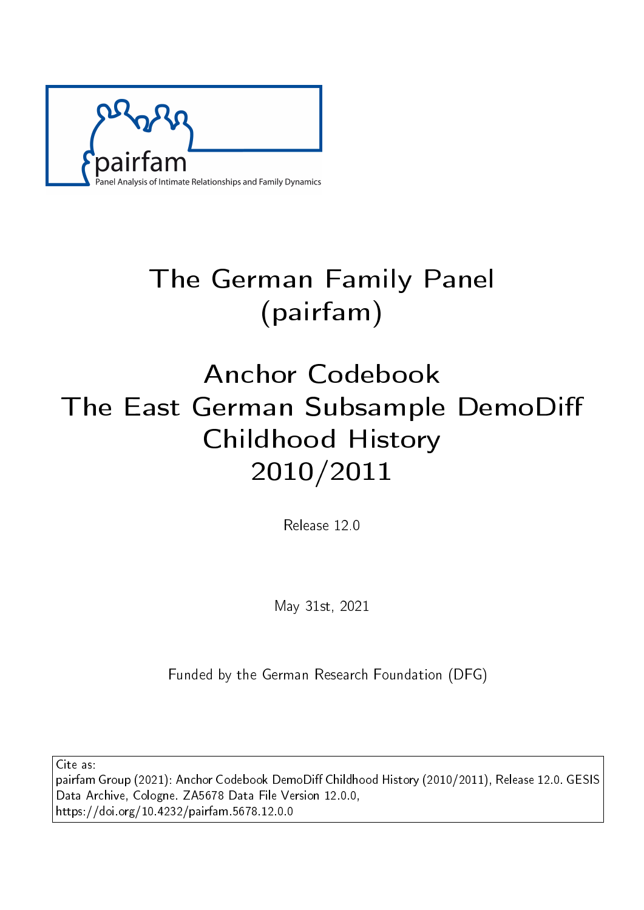pairfam

Panel Analysis of Intimate Relationships and Family Dynamics

# The German Family Panel (pairfam)

# Anchor Codebook
# The East German Subsample DemoDiff
# Childhood History
# 2010/2011

Release 12.0

May 31st, 2021

Funded by the German Research Foundation (DFG)

Cite as:
pairfam Group (2021): Anchor Codebook DemoDiff Childhood History (2010/2011), Release 12.0. GESIS Data Archive, Cologne. ZA5678 Data File Version 12.0.0, https://doi.org/10.4232/pairfam.5678.12.0.0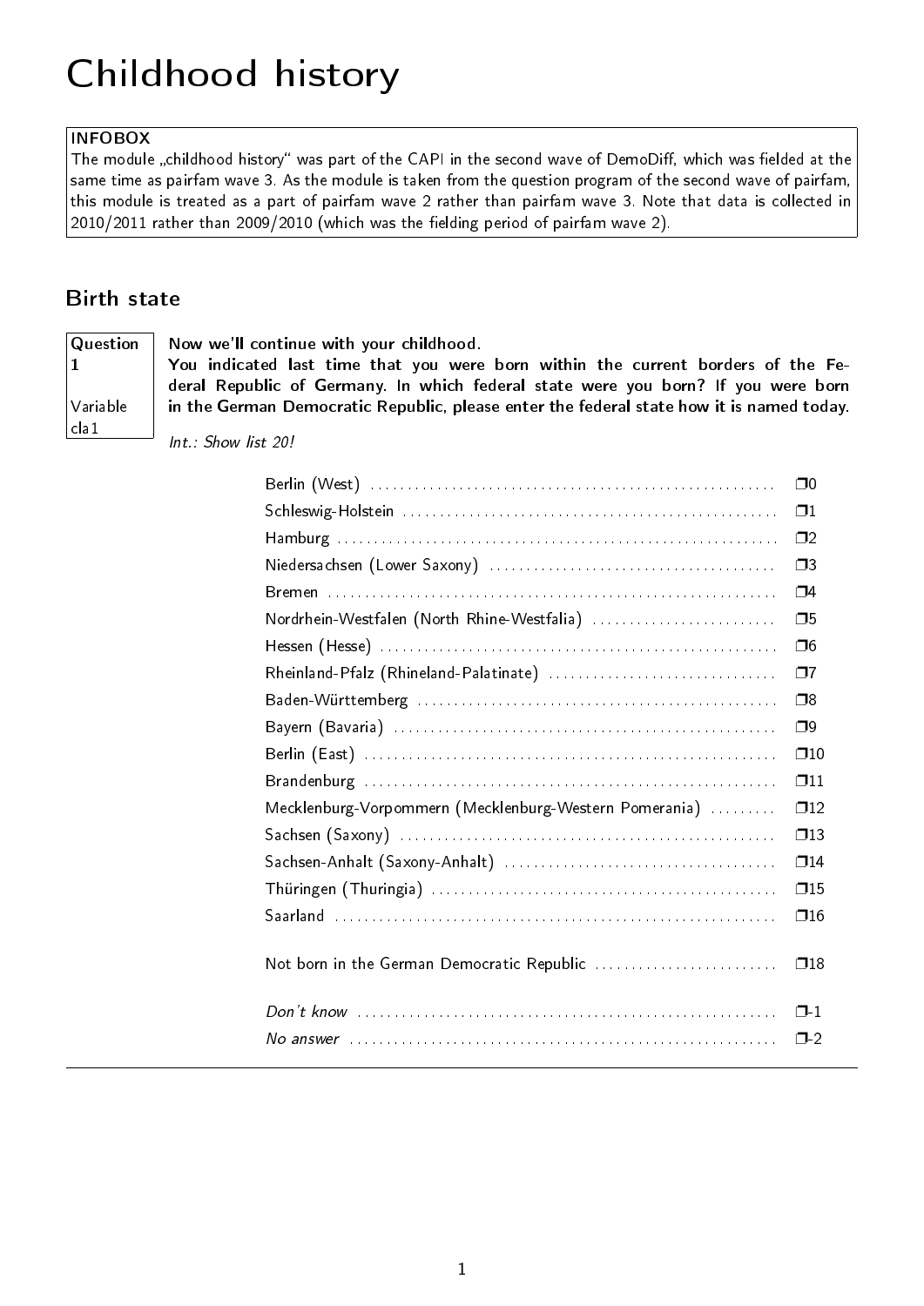# Childhood history

**INFOBOX**
The module „childhood history“ was part of the CAPI in the second wave of DemoDiff, which was fielded at the same time as pairfam wave 3. As the module is taken from the question program of the second wave of pairfam, this module is treated as a part of pairfam wave 2 rather than pairfam wave 3. Note that data is collected in 2010/2011 rather than 2009/2010 (which was the fielding period of pairfam wave 2).

## Birth state

**Question 1**

Variable cla1

**Now we'll continue with your childhood.**
**You indicated last time that you were born within the current borders of the Federal Republic of Germany. In which federal state were you born? If you were born in the German Democratic Republic, please enter the federal state how it is named today.**

*Int.: Show list 20!*

| Option | Code |
|---|---|
| Berlin (West) | ❐0 |
| Schleswig-Holstein | ❐1 |
| Hamburg | ❐2 |
| Niedersachsen (Lower Saxony) | ❐3 |
| Bremen | ❐4 |
| Nordrhein-Westfalen (North Rhine-Westfalia) | ❐5 |
| Hessen (Hesse) | ❐6 |
| Rheinland-Pfalz (Rhineland-Palatinate) | ❐7 |
| Baden-Württemberg | ❐8 |
| Bayern (Bavaria) | ❐9 |
| Berlin (East) | ❐10 |
| Brandenburg | ❐11 |
| Mecklenburg-Vorpommern (Mecklenburg-Western Pomerania) | ❐12 |
| Sachsen (Saxony) | ❐13 |
| Sachsen-Anhalt (Saxony-Anhalt) | ❐14 |
| Thüringen (Thuringia) | ❐15 |
| Saarland | ❐16 |
| Not born in the German Democratic Republic | ❐18 |
| *Don't know* | ❐-1 |
| *No answer* | ❐-2 |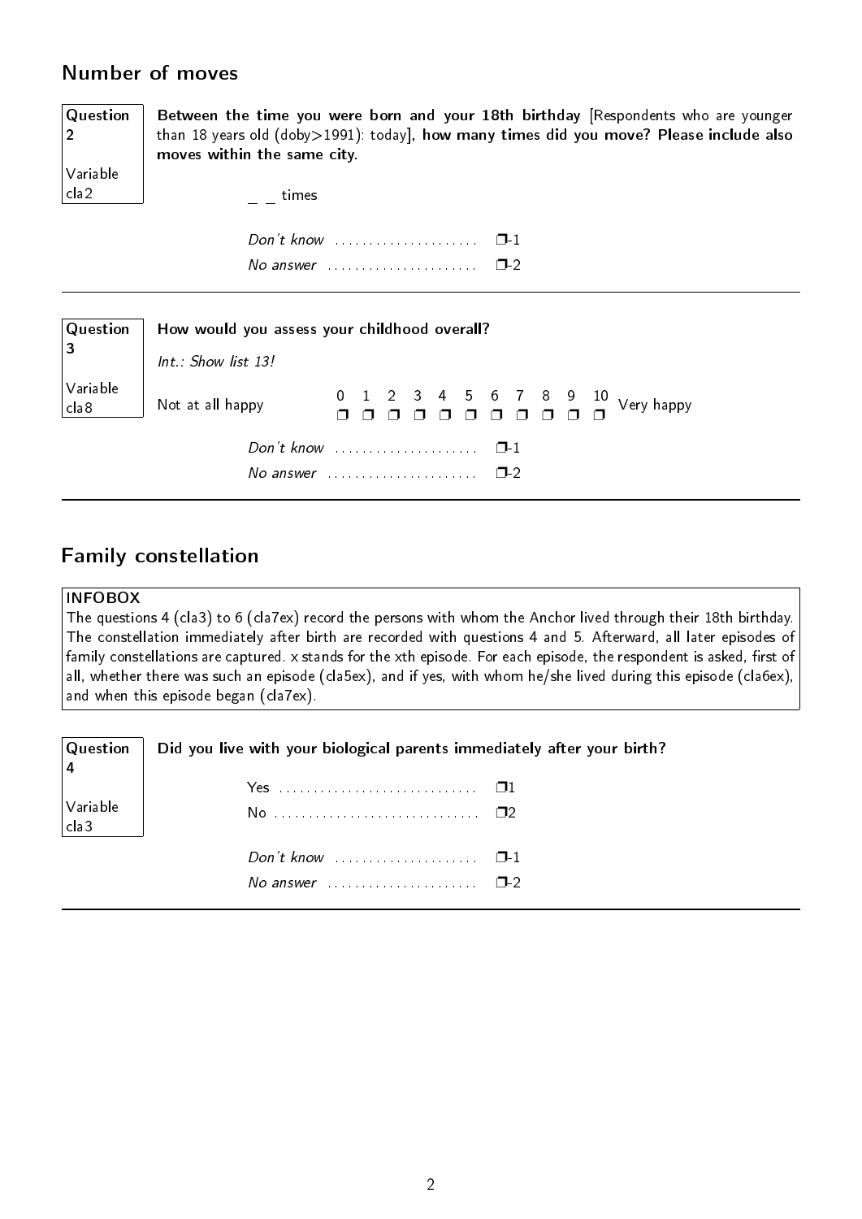## Number of moves

**Question 2**

Variable cla2

**Between the time you were born and your 18th birthday** [Respondents who are younger than 18 years old (doby>1991): today], **how many times did you move? Please include also moves within the same city.**

_ _ times

*Don't know* .................... ❒-1
*No answer* .................... ❒-2

---

**Question 3**

Variable cla8

**How would you assess your childhood overall?**

*Int.: Show list 13!*

| Not at all happy | 0 | 1 | 2 | 3 | 4 | 5 | 6 | 7 | 8 | 9 | 10 | Very happy |
|---|---|---|---|---|---|---|---|---|---|---|---|---|
| | ❒ | ❒ | ❒ | ❒ | ❒ | ❒ | ❒ | ❒ | ❒ | ❒ | ❒ | |

*Don't know* .................... ❒-1
*No answer* .................... ❒-2

---

## Family constellation

**INFOBOX**

The questions 4 (cla3) to 6 (cla7ex) record the persons with whom the Anchor lived through their 18th birthday. The constellation immediately after birth are recorded with questions 4 and 5. Afterward, all later episodes of family constellations are captured. x stands for the xth episode. For each episode, the respondent is asked, first of all, whether there was such an episode (cla5ex), and if yes, with whom he/she lived during this episode (cla6ex), and when this episode began (cla7ex).

**Question 4**

Variable cla3

**Did you live with your biological parents immediately after your birth?**

Yes .................... ❒1
No .................... ❒2

*Don't know* .................... ❒-1
*No answer* .................... ❒-2

---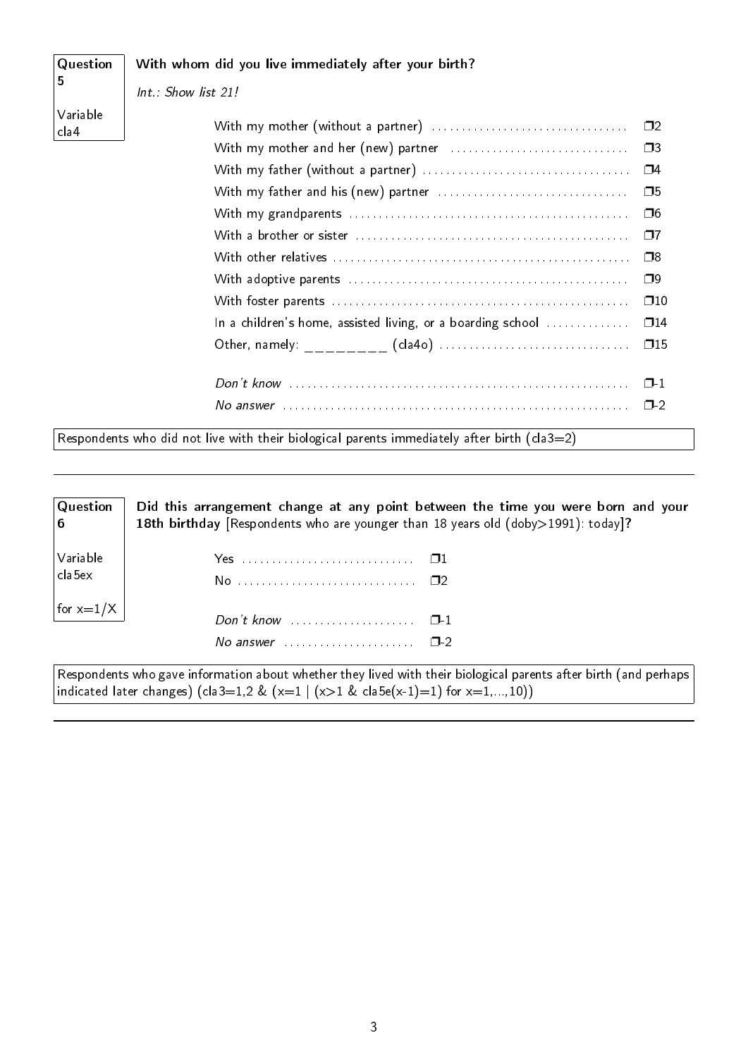**Question 5**

**Variable cla4**

**With whom did you live immediately after your birth?**

*Int.: Show list 21!*

| | |
|---|---|
| With my mother (without a partner) | ❐2 |
| With my mother and her (new) partner | ❐3 |
| With my father (without a partner) | ❐4 |
| With my father and his (new) partner | ❐5 |
| With my grandparents | ❐6 |
| With a brother or sister | ❐7 |
| With other relatives | ❐8 |
| With adoptive parents | ❐9 |
| With foster parents | ❐10 |
| In a children's home, assisted living, or a boarding school | ❐14 |
| Other, namely: ________ (cla4o) | ❐15 |
| *Don't know* | ❐-1 |
| *No answer* | ❐-2 |

Respondents who did not live with their biological parents immediately after birth (cla3=2)

---

**Question 6**

**Variable cla5ex**

**for x=1/X**

**Did this arrangement change at any point between the time you were born and your 18th birthday** [Respondents who are younger than 18 years old (doby>1991): today]**?**

| | |
|---|---|
| Yes | ❐1 |
| No | ❐2 |
| *Don't know* | ❐-1 |
| *No answer* | ❐-2 |

Respondents who gave information about whether they lived with their biological parents after birth (and perhaps indicated later changes) (cla3=1,2 & (x=1 | (x>1 & cla5e(x-1)=1) for x=1,...,10))